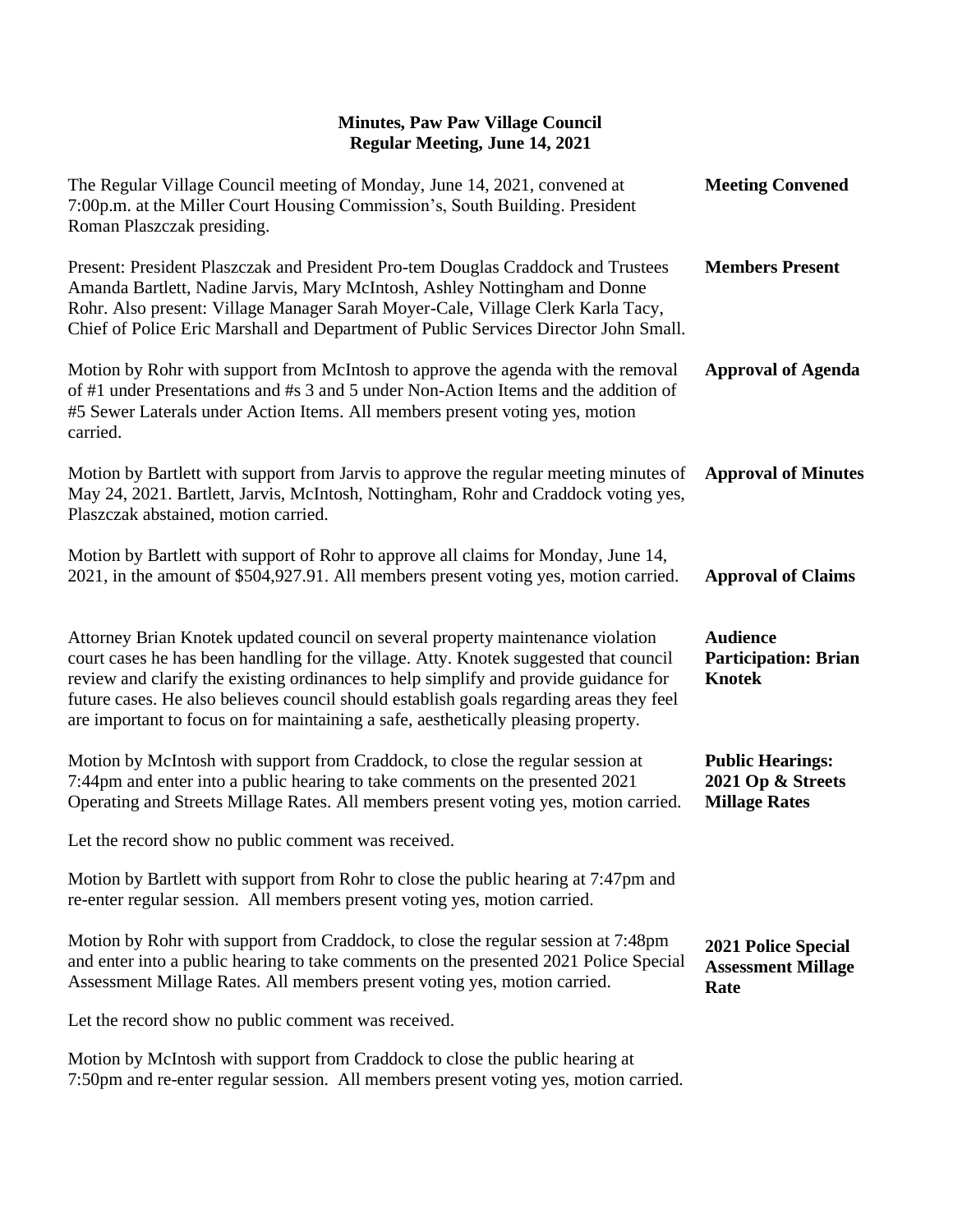# Minutes, Paw Paw Village Council
## Regular Meeting, June 14, 2021

**Meeting Convened**

The Regular Village Council meeting of Monday, June 14, 2021, convened at 7:00p.m. at the Miller Court Housing Commission's, South Building. President Roman Plaszczak presiding.

**Members Present**

Present: President Plaszczak and President Pro-tem Douglas Craddock and Trustees Amanda Bartlett, Nadine Jarvis, Mary McIntosh, Ashley Nottingham and Donne Rohr. Also present: Village Manager Sarah Moyer-Cale, Village Clerk Karla Tacy, Chief of Police Eric Marshall and Department of Public Services Director John Small.

**Approval of Agenda**

Motion by Rohr with support from McIntosh to approve the agenda with the removal of #1 under Presentations and #s 3 and 5 under Non-Action Items and the addition of #5 Sewer Laterals under Action Items. All members present voting yes, motion carried.

**Approval of Minutes**

Motion by Bartlett with support from Jarvis to approve the regular meeting minutes of May 24, 2021. Bartlett, Jarvis, McIntosh, Nottingham, Rohr and Craddock voting yes, Plaszczak abstained, motion carried.

**Approval of Claims**

Motion by Bartlett with support of Rohr to approve all claims for Monday, June 14, 2021, in the amount of $504,927.91. All members present voting yes, motion carried.

**Audience Participation: Brian Knotek**

Attorney Brian Knotek updated council on several property maintenance violation court cases he has been handling for the village. Atty. Knotek suggested that council review and clarify the existing ordinances to help simplify and provide guidance for future cases. He also believes council should establish goals regarding areas they feel are important to focus on for maintaining a safe, aesthetically pleasing property.

**Public Hearings: 2021 Op & Streets Millage Rates**

Motion by McIntosh with support from Craddock, to close the regular session at 7:44pm and enter into a public hearing to take comments on the presented 2021 Operating and Streets Millage Rates. All members present voting yes, motion carried.

Let the record show no public comment was received.

Motion by Bartlett with support from Rohr to close the public hearing at 7:47pm and re-enter regular session. All members present voting yes, motion carried.

**2021 Police Special Assessment Millage Rate**

Motion by Rohr with support from Craddock, to close the regular session at 7:48pm and enter into a public hearing to take comments on the presented 2021 Police Special Assessment Millage Rates. All members present voting yes, motion carried.

Let the record show no public comment was received.

Motion by McIntosh with support from Craddock to close the public hearing at 7:50pm and re-enter regular session. All members present voting yes, motion carried.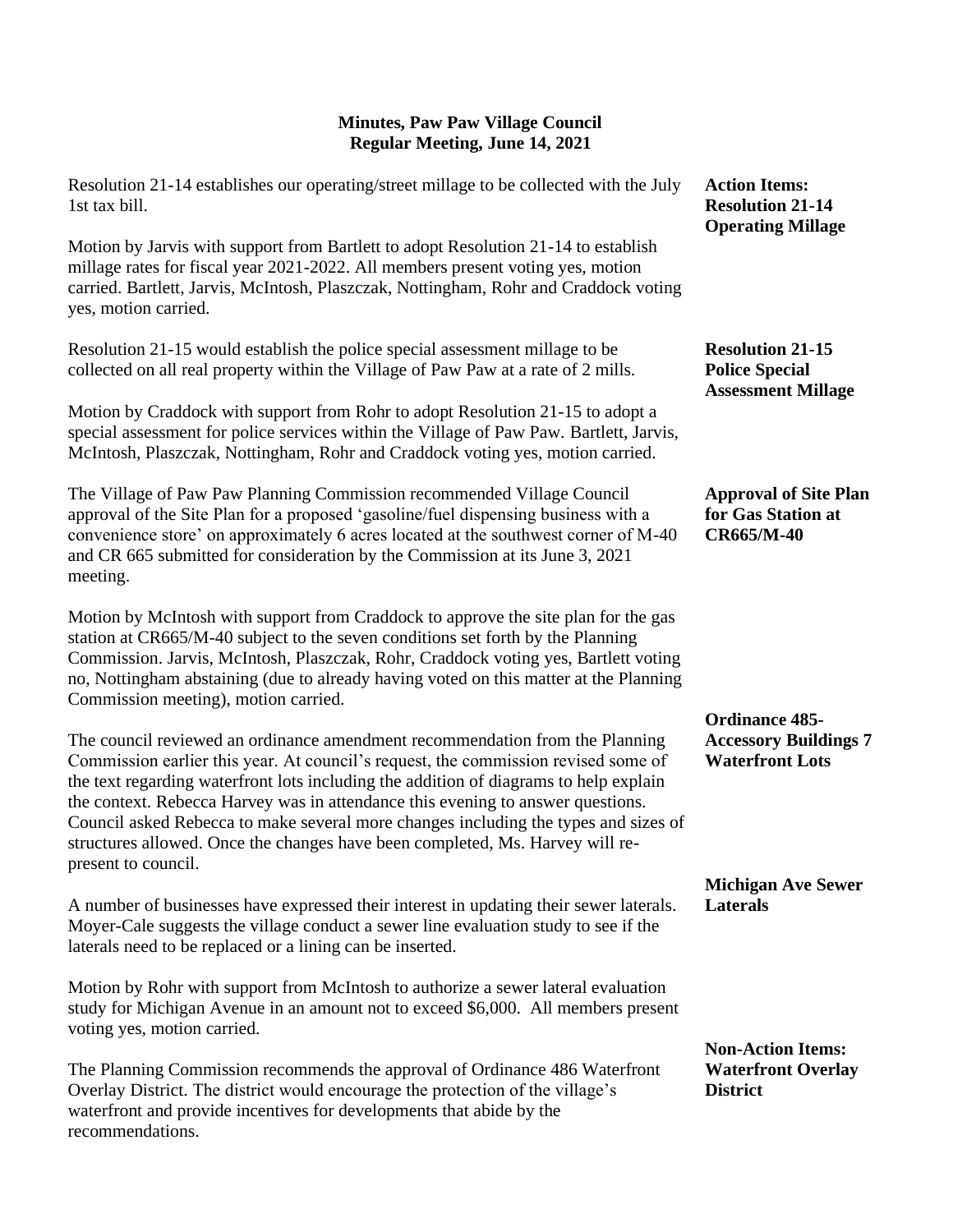**Minutes, Paw Paw Village Council**
**Regular Meeting, June 14, 2021**

**Action Items: Resolution 21-14 Operating Millage**

Resolution 21-14 establishes our operating/street millage to be collected with the July 1st tax bill.

Motion by Jarvis with support from Bartlett to adopt Resolution 21-14 to establish millage rates for fiscal year 2021-2022. All members present voting yes, motion carried. Bartlett, Jarvis, McIntosh, Plaszczak, Nottingham, Rohr and Craddock voting yes, motion carried.

**Resolution 21-15 Police Special Assessment Millage**

Resolution 21-15 would establish the police special assessment millage to be collected on all real property within the Village of Paw Paw at a rate of 2 mills.

Motion by Craddock with support from Rohr to adopt Resolution 21-15 to adopt a special assessment for police services within the Village of Paw Paw. Bartlett, Jarvis, McIntosh, Plaszczak, Nottingham, Rohr and Craddock voting yes, motion carried.

**Approval of Site Plan for Gas Station at CR665/M-40**

The Village of Paw Paw Planning Commission recommended Village Council approval of the Site Plan for a proposed 'gasoline/fuel dispensing business with a convenience store' on approximately 6 acres located at the southwest corner of M-40 and CR 665 submitted for consideration by the Commission at its June 3, 2021 meeting.

Motion by McIntosh with support from Craddock to approve the site plan for the gas station at CR665/M-40 subject to the seven conditions set forth by the Planning Commission. Jarvis, McIntosh, Plaszczak, Rohr, Craddock voting yes, Bartlett voting no, Nottingham abstaining (due to already having voted on this matter at the Planning Commission meeting), motion carried.

**Ordinance 485- Accessory Buildings 7 Waterfront Lots**

The council reviewed an ordinance amendment recommendation from the Planning Commission earlier this year. At council's request, the commission revised some of the text regarding waterfront lots including the addition of diagrams to help explain the context. Rebecca Harvey was in attendance this evening to answer questions. Council asked Rebecca to make several more changes including the types and sizes of structures allowed. Once the changes have been completed, Ms. Harvey will re-present to council.

**Michigan Ave Sewer Laterals**

A number of businesses have expressed their interest in updating their sewer laterals. Moyer-Cale suggests the village conduct a sewer line evaluation study to see if the laterals need to be replaced or a lining can be inserted.

Motion by Rohr with support from McIntosh to authorize a sewer lateral evaluation study for Michigan Avenue in an amount not to exceed $6,000. All members present voting yes, motion carried.

**Non-Action Items: Waterfront Overlay District**

The Planning Commission recommends the approval of Ordinance 486 Waterfront Overlay District. The district would encourage the protection of the village's waterfront and provide incentives for developments that abide by the recommendations.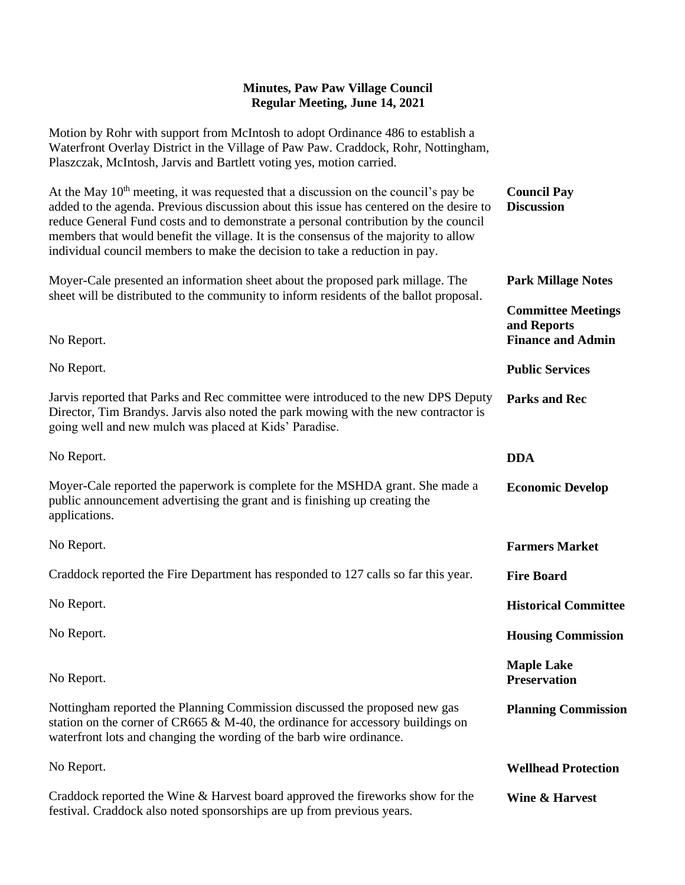**Minutes, Paw Paw Village Council**
**Regular Meeting, June 14, 2021**

Motion by Rohr with support from McIntosh to adopt Ordinance 486 to establish a Waterfront Overlay District in the Village of Paw Paw. Craddock, Rohr, Nottingham, Plaszczak, McIntosh, Jarvis and Bartlett voting yes, motion carried.

**Council Pay Discussion**

At the May 10th meeting, it was requested that a discussion on the council's pay be added to the agenda. Previous discussion about this issue has centered on the desire to reduce General Fund costs and to demonstrate a personal contribution by the council members that would benefit the village. It is the consensus of the majority to allow individual council members to make the decision to take a reduction in pay.

**Park Millage Notes**

Moyer-Cale presented an information sheet about the proposed park millage. The sheet will be distributed to the community to inform residents of the ballot proposal.

**Committee Meetings and Reports**

**Finance and Admin**

No Report.

**Public Services**

No Report.

**Parks and Rec**

Jarvis reported that Parks and Rec committee were introduced to the new DPS Deputy Director, Tim Brandys. Jarvis also noted the park mowing with the new contractor is going well and new mulch was placed at Kids' Paradise.

**DDA**

No Report.

**Economic Develop**

Moyer-Cale reported the paperwork is complete for the MSHDA grant. She made a public announcement advertising the grant and is finishing up creating the applications.

**Farmers Market**

No Report.

**Fire Board**

Craddock reported the Fire Department has responded to 127 calls so far this year.

**Historical Committee**

No Report.

**Housing Commission**

No Report.

**Maple Lake Preservation**

No Report.

**Planning Commission**

Nottingham reported the Planning Commission discussed the proposed new gas station on the corner of CR665 & M-40, the ordinance for accessory buildings on waterfront lots and changing the wording of the barb wire ordinance.

**Wellhead Protection**

No Report.

**Wine & Harvest**

Craddock reported the Wine & Harvest board approved the fireworks show for the festival. Craddock also noted sponsorships are up from previous years.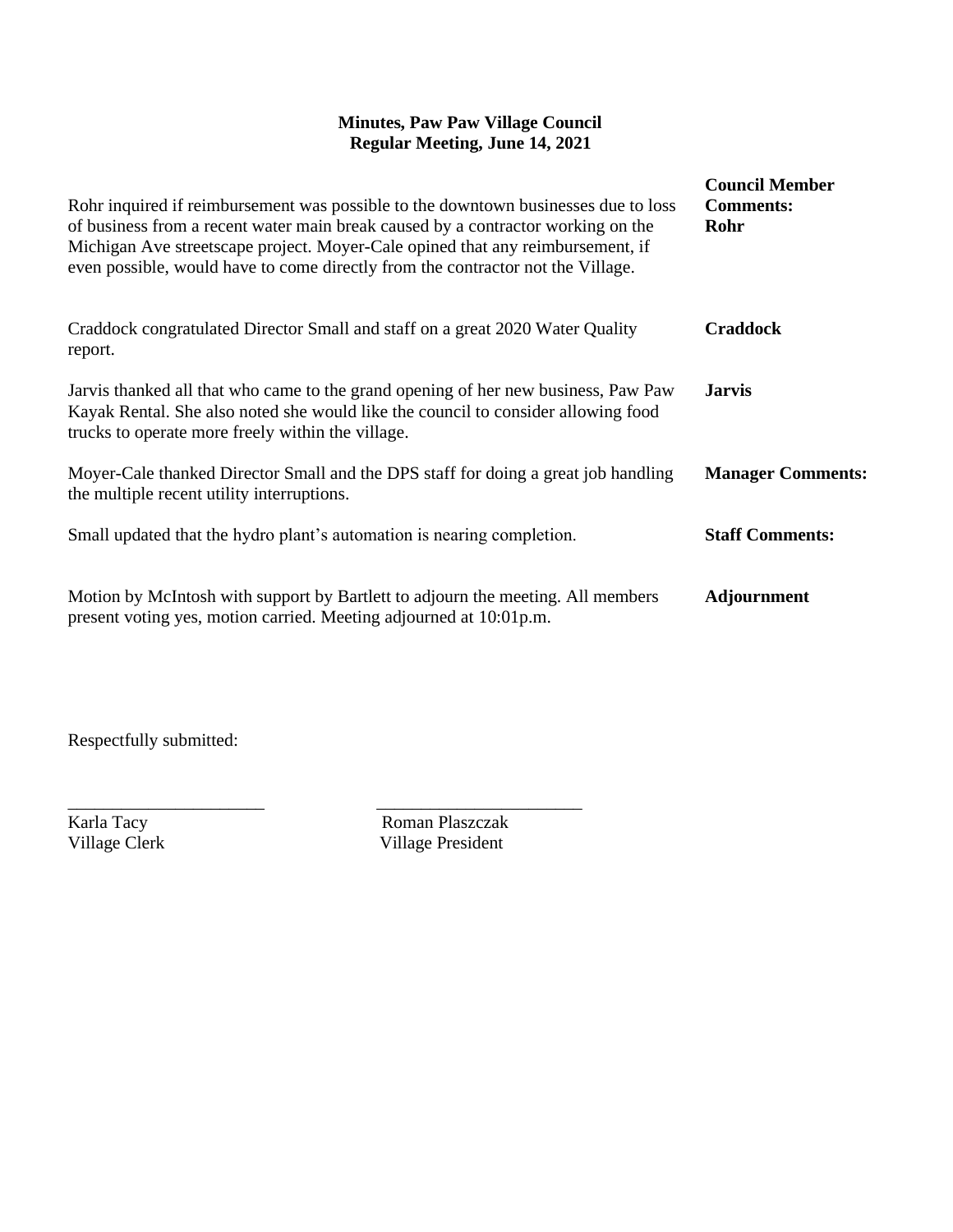**Minutes, Paw Paw Village Council**
**Regular Meeting, June 14, 2021**

**Council Member Comments:**

**Rohr**

Rohr inquired if reimbursement was possible to the downtown businesses due to loss of business from a recent water main break caused by a contractor working on the Michigan Ave streetscape project. Moyer-Cale opined that any reimbursement, if even possible, would have to come directly from the contractor not the Village.

**Craddock**

Craddock congratulated Director Small and staff on a great 2020 Water Quality report.

**Jarvis**

Jarvis thanked all that who came to the grand opening of her new business, Paw Paw Kayak Rental. She also noted she would like the council to consider allowing food trucks to operate more freely within the village.

**Manager Comments:**

Moyer-Cale thanked Director Small and the DPS staff for doing a great job handling the multiple recent utility interruptions.

**Staff Comments:**

Small updated that the hydro plant's automation is nearing completion.

**Adjournment**

Motion by McIntosh with support by Bartlett to adjourn the meeting. All members present voting yes, motion carried. Meeting adjourned at 10:01p.m.

Respectfully submitted:

______________________ ______________________
Karla Tacy, Village Clerk Roman Plaszczak, Village President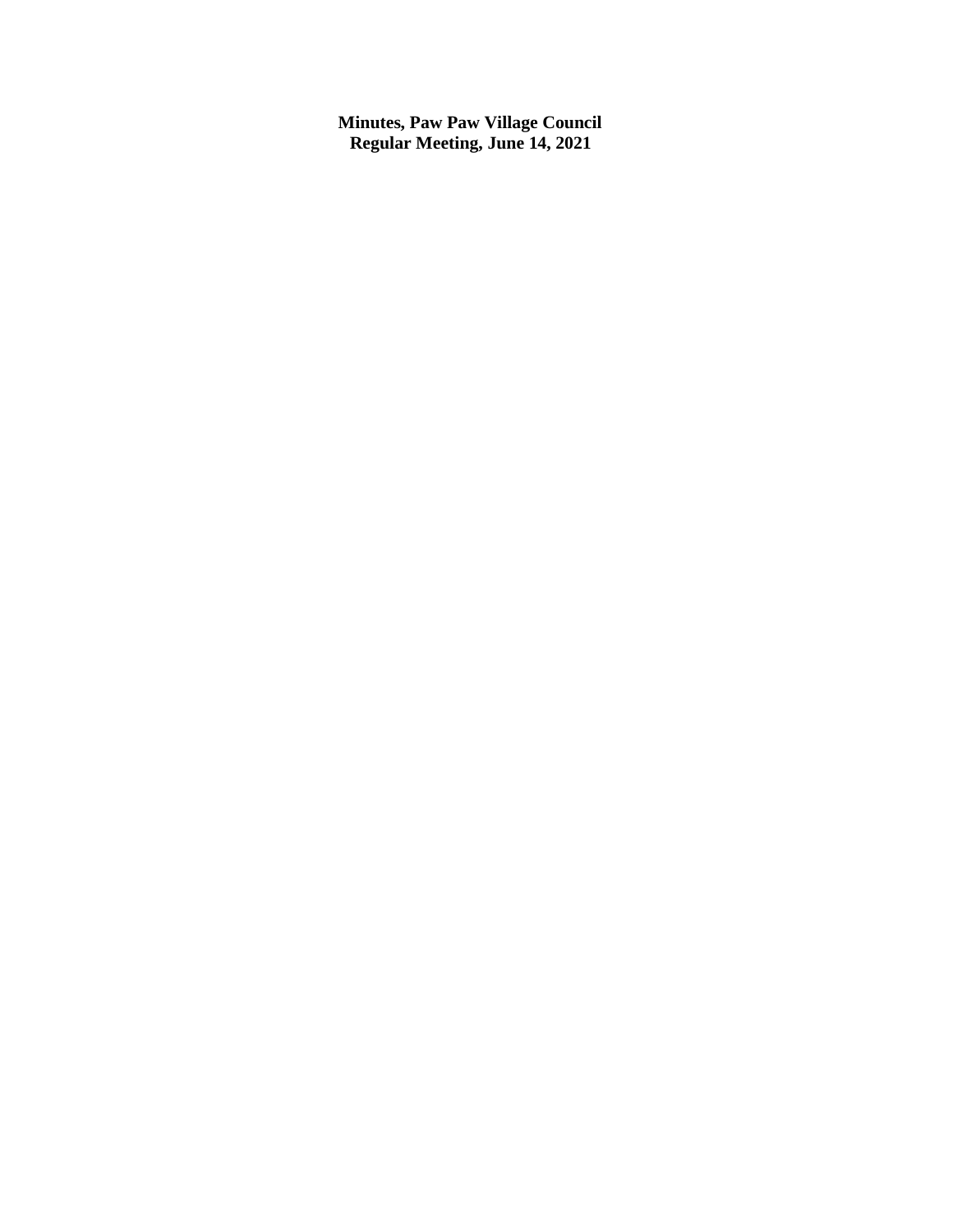**Minutes, Paw Paw Village Council**
**Regular Meeting, June 14, 2021**